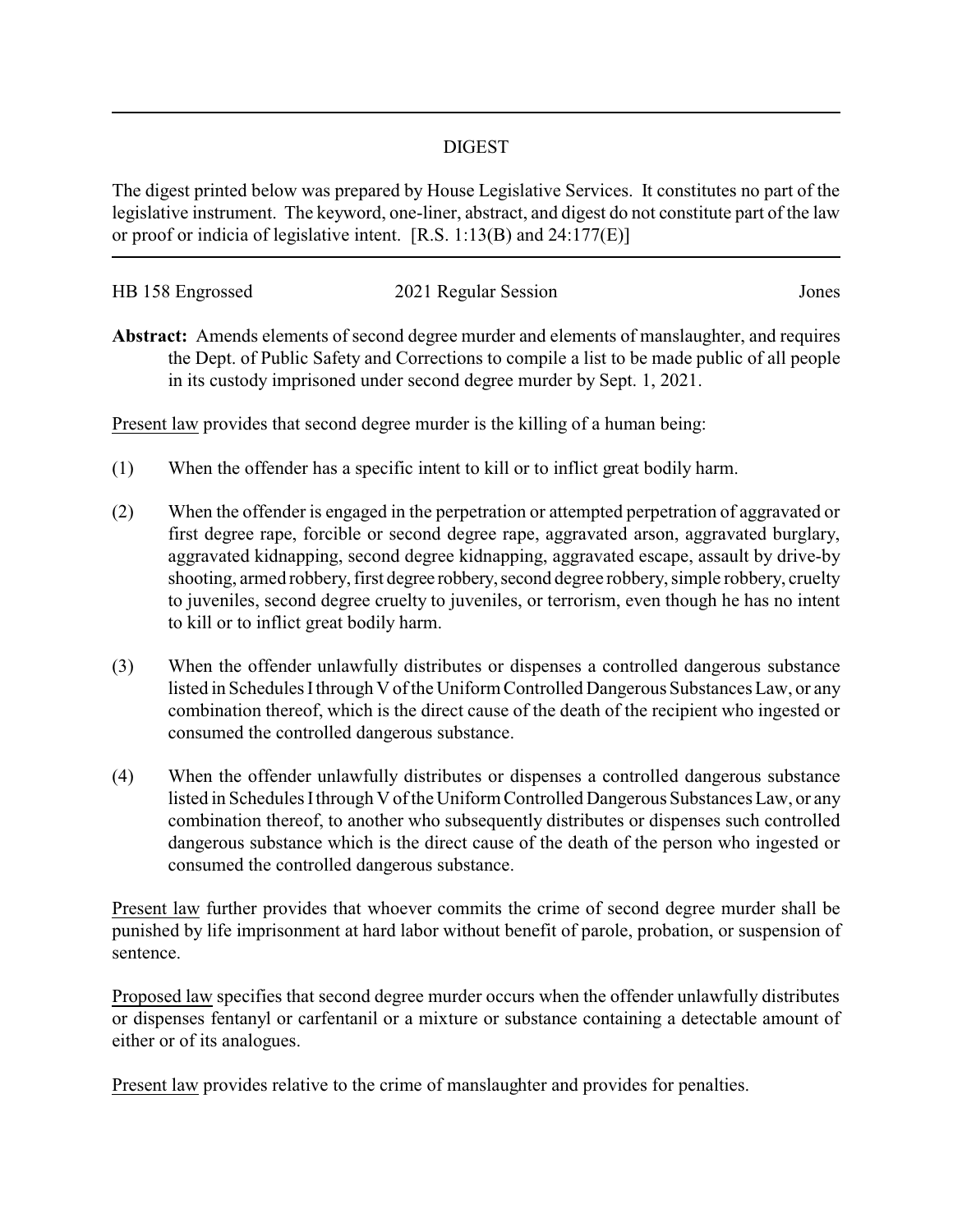# DIGEST

The digest printed below was prepared by House Legislative Services. It constitutes no part of the legislative instrument. The keyword, one-liner, abstract, and digest do not constitute part of the law or proof or indicia of legislative intent. [R.S. 1:13(B) and 24:177(E)]

---

HB 158 Engrossed | 2021 Regular Session | Jones

**Abstract:** Amends elements of second degree murder and elements of manslaughter, and requires the Dept. of Public Safety and Corrections to compile a list to be made public of all people in its custody imprisoned under second degree murder by Sept. 1, 2021.

Present law provides that second degree murder is the killing of a human being:

(1) When the offender has a specific intent to kill or to inflict great bodily harm.

(2) When the offender is engaged in the perpetration or attempted perpetration of aggravated or first degree rape, forcible or second degree rape, aggravated arson, aggravated burglary, aggravated kidnapping, second degree kidnapping, aggravated escape, assault by drive-by shooting, armed robbery, first degree robbery, second degree robbery, simple robbery, cruelty to juveniles, second degree cruelty to juveniles, or terrorism, even though he has no intent to kill or to inflict great bodily harm.

(3) When the offender unlawfully distributes or dispenses a controlled dangerous substance listed in Schedules I through V of the Uniform Controlled Dangerous Substances Law, or any combination thereof, which is the direct cause of the death of the recipient who ingested or consumed the controlled dangerous substance.

(4) When the offender unlawfully distributes or dispenses a controlled dangerous substance listed in Schedules I through V of the Uniform Controlled Dangerous Substances Law, or any combination thereof, to another who subsequently distributes or dispenses such controlled dangerous substance which is the direct cause of the death of the person who ingested or consumed the controlled dangerous substance.

Present law further provides that whoever commits the crime of second degree murder shall be punished by life imprisonment at hard labor without benefit of parole, probation, or suspension of sentence.

Proposed law specifies that second degree murder occurs when the offender unlawfully distributes or dispenses fentanyl or carfentanil or a mixture or substance containing a detectable amount of either or of its analogues.

Present law provides relative to the crime of manslaughter and provides for penalties.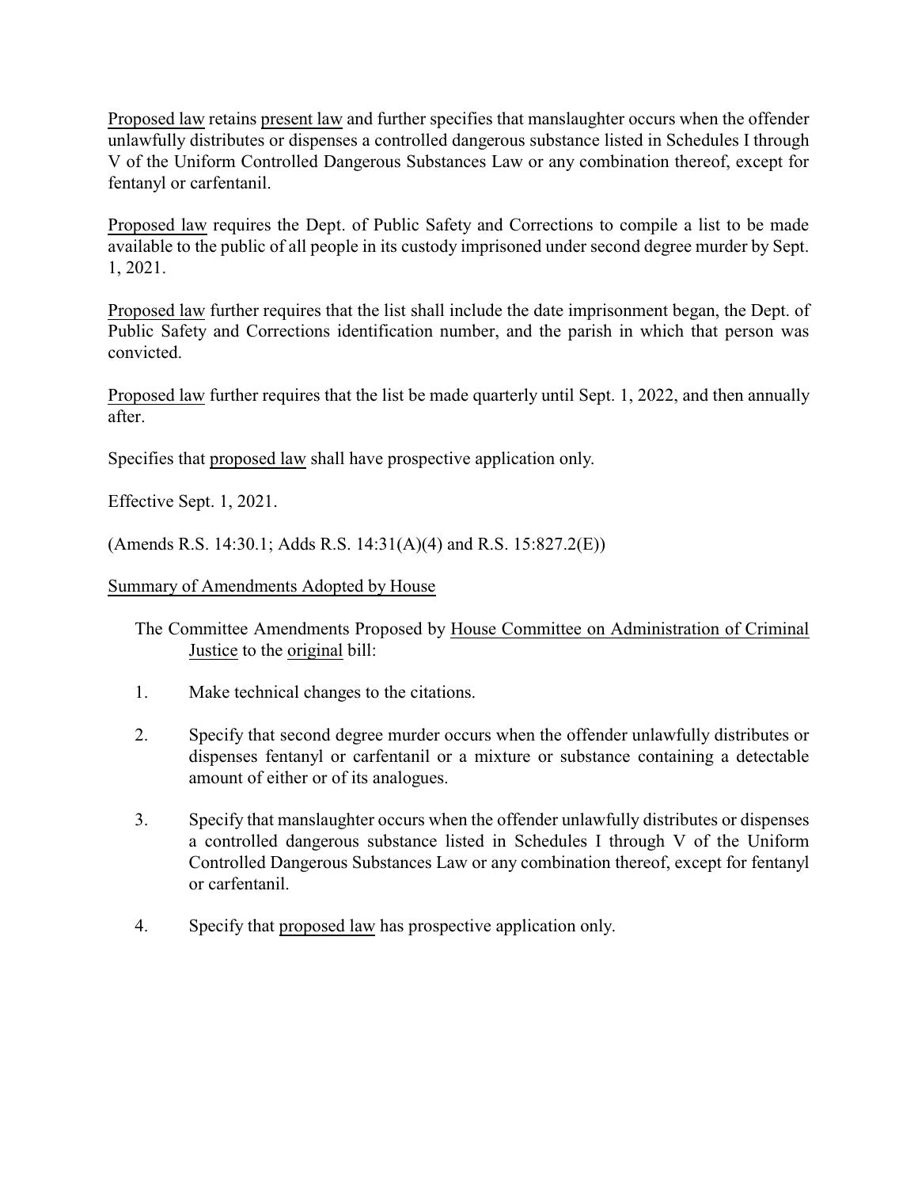Proposed law retains present law and further specifies that manslaughter occurs when the offender unlawfully distributes or dispenses a controlled dangerous substance listed in Schedules I through V of the Uniform Controlled Dangerous Substances Law or any combination thereof, except for fentanyl or carfentanil.

Proposed law requires the Dept. of Public Safety and Corrections to compile a list to be made available to the public of all people in its custody imprisoned under second degree murder by Sept. 1, 2021.

Proposed law further requires that the list shall include the date imprisonment began, the Dept. of Public Safety and Corrections identification number, and the parish in which that person was convicted.

Proposed law further requires that the list be made quarterly until Sept. 1, 2022, and then annually after.

Specifies that proposed law shall have prospective application only.

Effective Sept. 1, 2021.

(Amends R.S. 14:30.1; Adds R.S. 14:31(A)(4) and R.S. 15:827.2(E))

Summary of Amendments Adopted by House

The Committee Amendments Proposed by House Committee on Administration of Criminal Justice to the original bill:

1. Make technical changes to the citations.

2. Specify that second degree murder occurs when the offender unlawfully distributes or dispenses fentanyl or carfentanil or a mixture or substance containing a detectable amount of either or of its analogues.

3. Specify that manslaughter occurs when the offender unlawfully distributes or dispenses a controlled dangerous substance listed in Schedules I through V of the Uniform Controlled Dangerous Substances Law or any combination thereof, except for fentanyl or carfentanil.

4. Specify that proposed law has prospective application only.